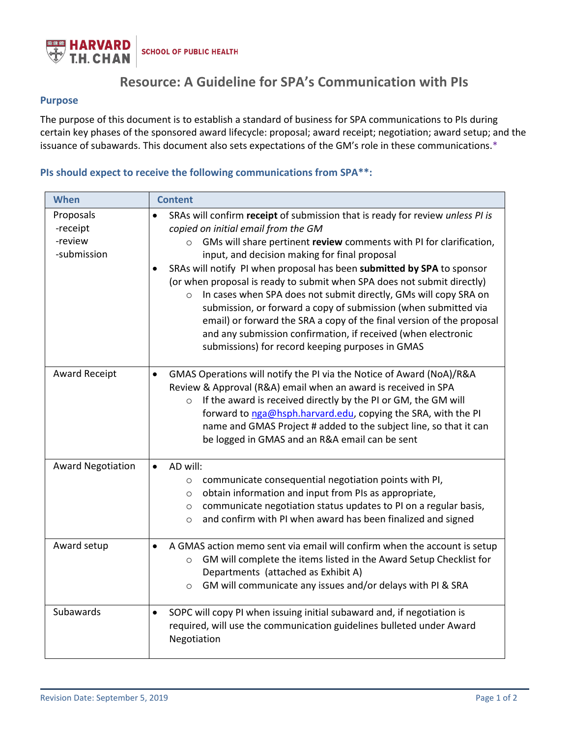# Resource: A Guideline for SPA's Communication with PIs

## Purpose

The purpose of this document is to establish a standard of business for SPA communications to PIs during certain key phases of the sponsored award lifecycle: proposal; award receipt; negotiation; award setup; and the issuance of subawards. This document also sets expectations of the GM's role in these communications.*

### PIs should expect to receive the following communications from SPA**:

| When | Content |
|---|---|
| Proposals<br>-receipt<br>-review<br>-submission | • SRAs will confirm **receipt** of submission that is ready for review *unless PI is copied on initial email from the GM*<br>&nbsp;&nbsp;&nbsp;&nbsp;○ GMs will share pertinent **review** comments with PI for clarification, input, and decision making for final proposal<br>• SRAs will notify PI when proposal has been **submitted by SPA** to sponsor (or when proposal is ready to submit when SPA does not submit directly)<br>&nbsp;&nbsp;&nbsp;&nbsp;○ In cases when SPA does not submit directly, GMs will copy SRA on submission, or forward a copy of submission (when submitted via email) or forward the SRA a copy of the final version of the proposal and any submission confirmation, if received (when electronic submissions) for record keeping purposes in GMAS |
| Award Receipt | • GMAS Operations will notify the PI via the Notice of Award (NoA)/R&A Review & Approval (R&A) email when an award is received in SPA<br>&nbsp;&nbsp;&nbsp;&nbsp;○ If the award is received directly by the PI or GM, the GM will forward to nga@hsph.harvard.edu, copying the SRA, with the PI name and GMAS Project # added to the subject line, so that it can be logged in GMAS and an R&A email can be sent |
| Award Negotiation | • AD will:<br>&nbsp;&nbsp;&nbsp;&nbsp;○ communicate consequential negotiation points with PI,<br>&nbsp;&nbsp;&nbsp;&nbsp;○ obtain information and input from PIs as appropriate,<br>&nbsp;&nbsp;&nbsp;&nbsp;○ communicate negotiation status updates to PI on a regular basis,<br>&nbsp;&nbsp;&nbsp;&nbsp;○ and confirm with PI when award has been finalized and signed |
| Award setup | • A GMAS action memo sent via email will confirm when the account is setup<br>&nbsp;&nbsp;&nbsp;&nbsp;○ GM will complete the items listed in the Award Setup Checklist for Departments (attached as Exhibit A)<br>&nbsp;&nbsp;&nbsp;&nbsp;○ GM will communicate any issues and/or delays with PI & SRA |
| Subawards | • SOPC will copy PI when issuing initial subaward and, if negotiation is required, will use the communication guidelines bulleted under Award Negotiation |

Revision Date: September 5, 2019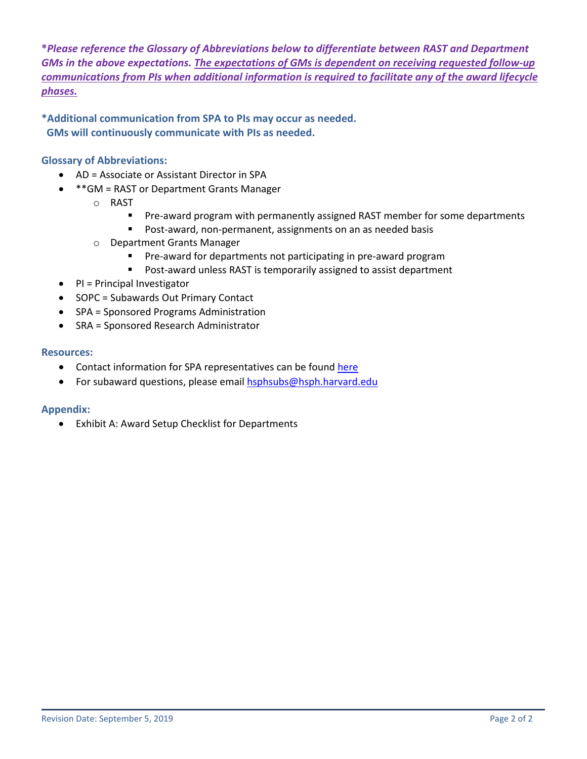***Please reference the Glossary of Abbreviations below to differentiate between RAST and Department GMs in the above expectations. <u>The expectations of GMs is dependent on receiving requested follow-up communications from PIs when additional information is required to facilitate any of the award lifecycle phases.</u>***

**\*Additional communication from SPA to PIs may occur as needed.**
**GMs will continuously communicate with PIs as needed.**

### Glossary of Abbreviations:

- AD = Associate or Assistant Director in SPA
- **GM = RAST or Department Grants Manager
  - RAST
    - Pre-award program with permanently assigned RAST member for some departments
    - Post-award, non-permanent, assignments on an as needed basis
  - Department Grants Manager
    - Pre-award for departments not participating in pre-award program
    - Post-award unless RAST is temporarily assigned to assist department
- PI = Principal Investigator
- SOPC = Subawards Out Primary Contact
- SPA = Sponsored Programs Administration
- SRA = Sponsored Research Administrator

### Resources:

- Contact information for SPA representatives can be found [here]
- For subaward questions, please email hsphsubs@hsph.harvard.edu

### Appendix:

- Exhibit A: Award Setup Checklist for Departments

Revision Date: September 5, 2019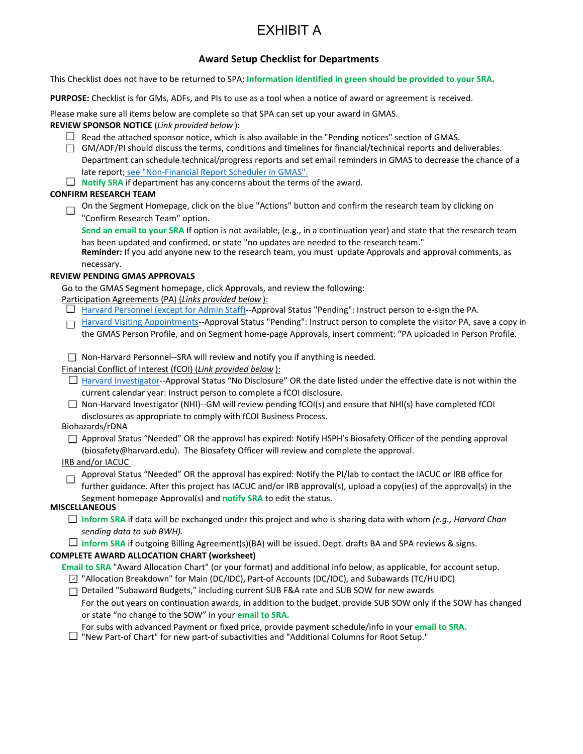# EXHIBIT A

## Award Setup Checklist for Departments

This Checklist does not have to be returned to SPA; **Information identified in green should be provided to your SRA.**

**PURPOSE:** Checklist is for GMs, ADFs, and PIs to use as a tool when a notice of award or agreement is received.

Please make sure all items below are complete so that SPA can set up your award in GMAS.

**REVIEW SPONSOR NOTICE** (*Link provided below*):

- ☐ Read the attached sponsor notice, which is also available in the "Pending notices" section of GMAS.
- ☐ GM/ADF/PI should discuss the terms, conditions and timelines for financial/technical reports and deliverables. Department can schedule technical/progress reports and set email reminders in GMAS to decrease the chance of a late report; see "Non-Financial Report Scheduler in GMAS".
- ☐ **Notify SRA** if department has any concerns about the terms of the award.

**CONFIRM RESEARCH TEAM**

- ☐ On the Segment Homepage, click on the blue "Actions" button and confirm the research team by clicking on "Confirm Research Team" option.

  **Send an email to your SRA** If option is not available, (e.g., in a continuation year) and state that the research team has been updated and confirmed, or state "no updates are needed to the research team."
  **Reminder:** If you add anyone new to the research team, you must update Approvals and approval comments, as necessary.

**REVIEW PENDING GMAS APPROVALS**

Go to the GMAS Segment homepage, click Approvals, and review the following:

Participation Agreements (PA) (*Links provided below*):

- ☐ Harvard Personnel (except for Admin Staff)--Approval Status "Pending": Instruct person to e-sign the PA.
- ☐ Harvard Visiting Appointments--Approval Status "Pending": Instruct person to complete the visitor PA, save a copy in the GMAS Person Profile, and on Segment home-page Approvals, insert comment: "PA uploaded in Person Profile.
- ☐ Non-Harvard Personnel--SRA will review and notify you if anything is needed.

Financial Conflict of Interest (fCOI) (*Link provided below*):

- ☐ Harvard Investigator--Approval Status "No Disclosure" OR the date listed under the effective date is not within the current calendar year: Instruct person to complete a fCOI disclosure.
- ☐ Non-Harvard Investigator (NHI)--GM will review pending fCOI(s) and ensure that NHI(s) have completed fCOI disclosures as appropriate to comply with fCOI Business Process.

Biohazards/rDNA

- ☐ Approval Status "Needed" OR the approval has expired: Notify HSPH's Biosafety Officer of the pending approval (biosafety@harvard.edu). The Biosafety Officer will review and complete the approval.

IRB and/or IACUC

- ☐ Approval Status "Needed" OR the approval has expired: Notify the PI/lab to contact the IACUC or IRB office for further guidance. After this project has IACUC and/or IRB approval(s), upload a copy(ies) of the approval(s) in the Segment homepage Approval(s) and **notify SRA** to edit the status.

**MISCELLANEOUS**

- ☐ **Inform SRA** if data will be exchanged under this project and who is sharing data with whom *(e.g., Harvard Chan sending data to sub BWH).*
- ☐ **Inform SRA** if outgoing Billing Agreement(s)(BA) will be issued. Dept. drafts BA and SPA reviews & signs.

**COMPLETE AWARD ALLOCATION CHART (worksheet)**

**Email to SRA** "Award Allocation Chart" (or your format) and additional info below, as applicable, for account setup.

- ☑ "Allocation Breakdown" for Main (DC/IDC), Part-of Accounts (DC/IDC), and Subawards (TC/HUIDC)
- ☐ Detailed "Subaward Budgets," including current SUB F&A rate and SUB SOW for new awards

  For the out years on continuation awards, in addition to the budget, provide SUB SOW only if the SOW has changed or state "no change to the SOW" in your **email to SRA.**

  For subs with advanced Payment or fixed price, provide payment schedule/info in your **email to SRA.**
- ☐ "New Part-of Chart" for new part-of subactivities and "Additional Columns for Root Setup."